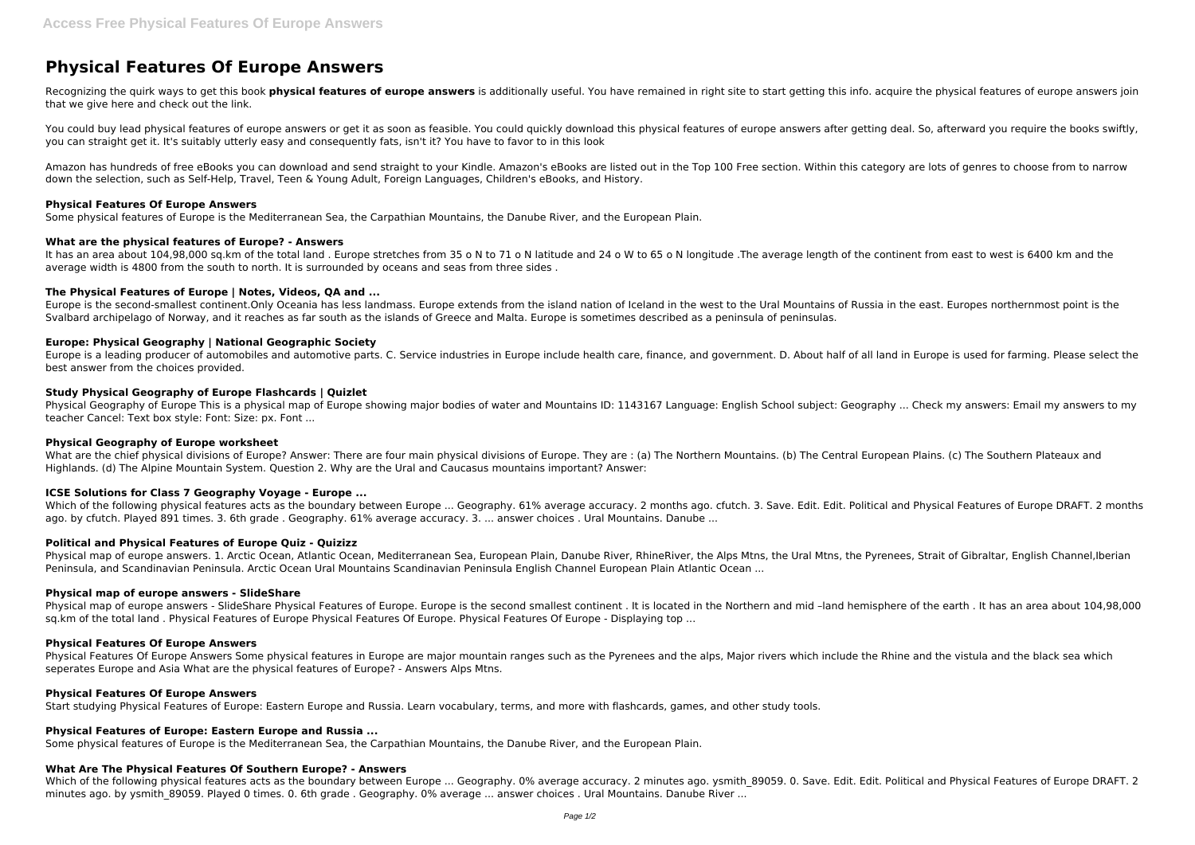# Physical Features Of Europe Answers

Recognizing the quirk ways to get this book **physical features of europe answers** is additionally useful. You have remained in right site to start getting this info. acquire the physical features of europe answers join that we give here and check out the link.

You could buy lead physical features of europe answers or get it as soon as feasible. You could quickly download this physical features of europe answers after getting deal. So, afterward you require the books swiftly, you can straight get it. It's suitably utterly easy and consequently fats, isn't it? You have to favor to in this look

Amazon has hundreds of free eBooks you can download and send straight to your Kindle. Amazon's eBooks are listed out in the Top 100 Free section. Within this category are lots of genres to choose from to narrow down the selection, such as Self-Help, Travel, Teen & Young Adult, Foreign Languages, Children's eBooks, and History.

### Physical Features Of Europe Answers

Some physical features of Europe is the Mediterranean Sea, the Carpathian Mountains, the Danube River, and the European Plain.

### What are the physical features of Europe? - Answers

It has an area about 104,98,000 sq.km of the total land . Europe stretches from 35 o N to 71 o N latitude and 24 o W to 65 o N longitude .The average length of the continent from east to west is 6400 km and the average width is 4800 from the south to north. It is surrounded by oceans and seas from three sides .

### The Physical Features of Europe | Notes, Videos, QA and ...

Europe is the second-smallest continent.Only Oceania has less landmass. Europe extends from the island nation of Iceland in the west to the Ural Mountains of Russia in the east. Europes northernmost point is the Svalbard archipelago of Norway, and it reaches as far south as the islands of Greece and Malta. Europe is sometimes described as a peninsula of peninsulas.

### Europe: Physical Geography | National Geographic Society

Europe is a leading producer of automobiles and automotive parts. C. Service industries in Europe include health care, finance, and government. D. About half of all land in Europe is used for farming. Please select the best answer from the choices provided.

### Study Physical Geography of Europe Flashcards | Quizlet

Physical Geography of Europe This is a physical map of Europe showing major bodies of water and Mountains ID: 1143167 Language: English School subject: Geography ... Check my answers: Email my answers to my teacher Cancel: Text box style: Font: Size: px. Font ...

### Physical Geography of Europe worksheet

What are the chief physical divisions of Europe? Answer: There are four main physical divisions of Europe. They are : (a) The Northern Mountains. (b) The Central European Plains. (c) The Southern Plateaux and Highlands. (d) The Alpine Mountain System. Question 2. Why are the Ural and Caucasus mountains important? Answer:

### ICSE Solutions for Class 7 Geography Voyage - Europe ...

Which of the following physical features acts as the boundary between Europe ... Geography. 61% average accuracy. 2 months ago. cfutch. 3. Save. Edit. Edit. Political and Physical Features of Europe DRAFT. 2 months ago. by cfutch. Played 891 times. 3. 6th grade . Geography. 61% average accuracy. 3. ... answer choices . Ural Mountains. Danube ...

### Political and Physical Features of Europe Quiz - Quizizz

Physical map of europe answers. 1. Arctic Ocean, Atlantic Ocean, Mediterranean Sea, European Plain, Danube River, RhineRiver, the Alps Mtns, the Ural Mtns, the Pyrenees, Strait of Gibraltar, English Channel,Iberian Peninsula, and Scandinavian Peninsula. Arctic Ocean Ural Mountains Scandinavian Peninsula English Channel European Plain Atlantic Ocean ...

### Physical map of europe answers - SlideShare

Physical map of europe answers - SlideShare Physical Features of Europe. Europe is the second smallest continent . It is located in the Northern and mid –land hemisphere of the earth . It has an area about 104,98,000 sq.km of the total land . Physical Features of Europe Physical Features Of Europe. Physical Features Of Europe - Displaying top ...

### Physical Features Of Europe Answers

Physical Features Of Europe Answers Some physical features in Europe are major mountain ranges such as the Pyrenees and the alps, Major rivers which include the Rhine and the vistula and the black sea which seperates Europe and Asia What are the physical features of Europe? - Answers Alps Mtns.

### Physical Features Of Europe Answers

Start studying Physical Features of Europe: Eastern Europe and Russia. Learn vocabulary, terms, and more with flashcards, games, and other study tools.

### Physical Features of Europe: Eastern Europe and Russia ...

Some physical features of Europe is the Mediterranean Sea, the Carpathian Mountains, the Danube River, and the European Plain.

### What Are The Physical Features Of Southern Europe? - Answers

Which of the following physical features acts as the boundary between Europe ... Geography. 0% average accuracy. 2 minutes ago. ysmith_89059. 0. Save. Edit. Edit. Political and Physical Features of Europe DRAFT. 2 minutes ago. by ysmith_89059. Played 0 times. 0. 6th grade . Geography. 0% average ... answer choices . Ural Mountains. Danube River ...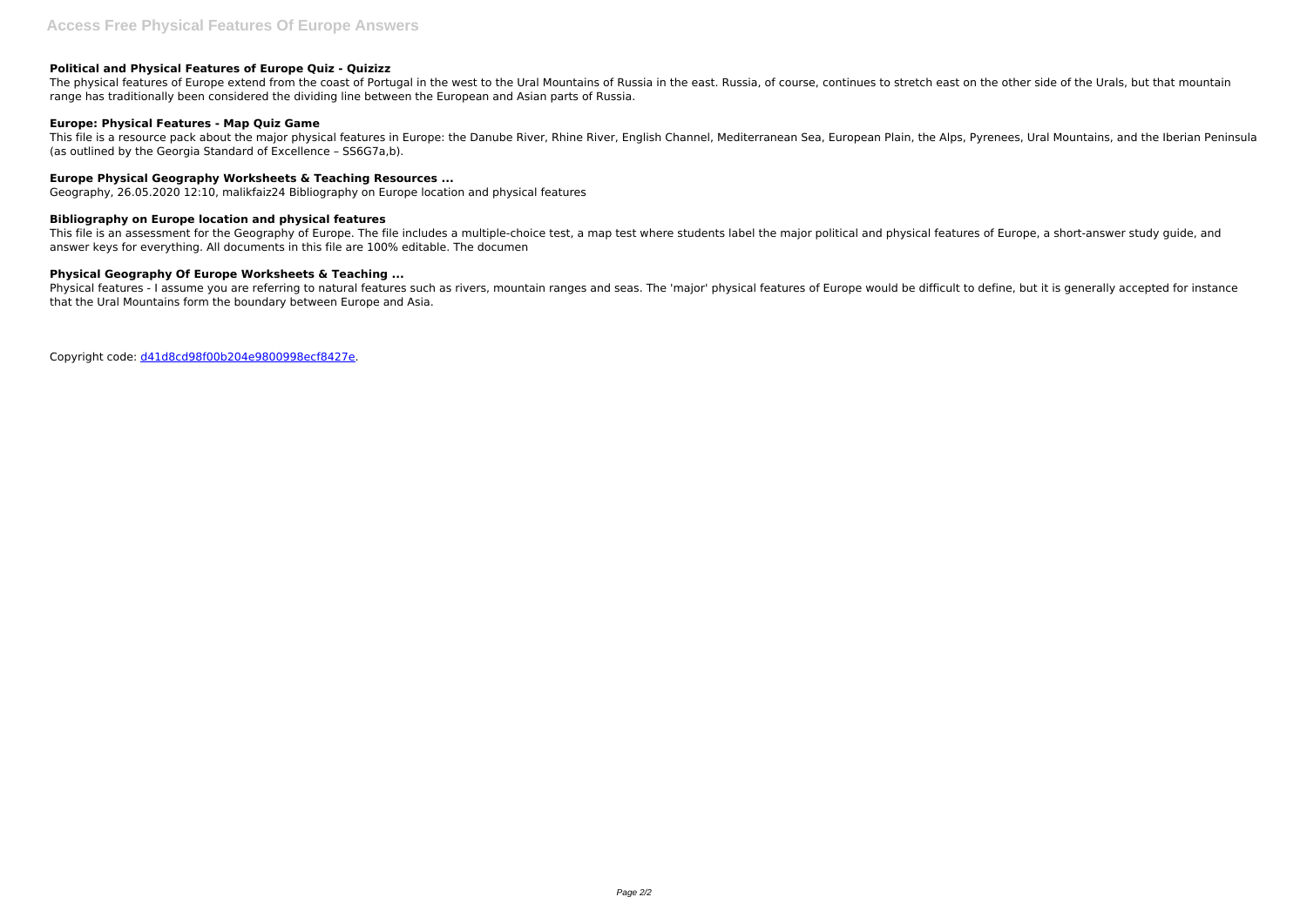### Political and Physical Features of Europe Quiz - Quizizz

The physical features of Europe extend from the coast of Portugal in the west to the Ural Mountains of Russia in the east. Russia, of course, continues to stretch east on the other side of the Urals, but that mountain range has traditionally been considered the dividing line between the European and Asian parts of Russia.

### Europe: Physical Features - Map Quiz Game

This file is a resource pack about the major physical features in Europe: the Danube River, Rhine River, English Channel, Mediterranean Sea, European Plain, the Alps, Pyrenees, Ural Mountains, and the Iberian Peninsula (as outlined by the Georgia Standard of Excellence – SS6G7a,b).

### Europe Physical Geography Worksheets & Teaching Resources ...

Geography, 26.05.2020 12:10, malikfaiz24 Bibliography on Europe location and physical features

### Bibliography on Europe location and physical features

This file is an assessment for the Geography of Europe. The file includes a multiple-choice test, a map test where students label the major political and physical features of Europe, a short-answer study guide, and answer keys for everything. All documents in this file are 100% editable. The documen

### Physical Geography Of Europe Worksheets & Teaching ...

Physical features - I assume you are referring to natural features such as rivers, mountain ranges and seas. The 'major' physical features of Europe would be difficult to define, but it is generally accepted for instance that the Ural Mountains form the boundary between Europe and Asia.

Copyright code: d41d8cd98f00b204e9800998ecf8427e.